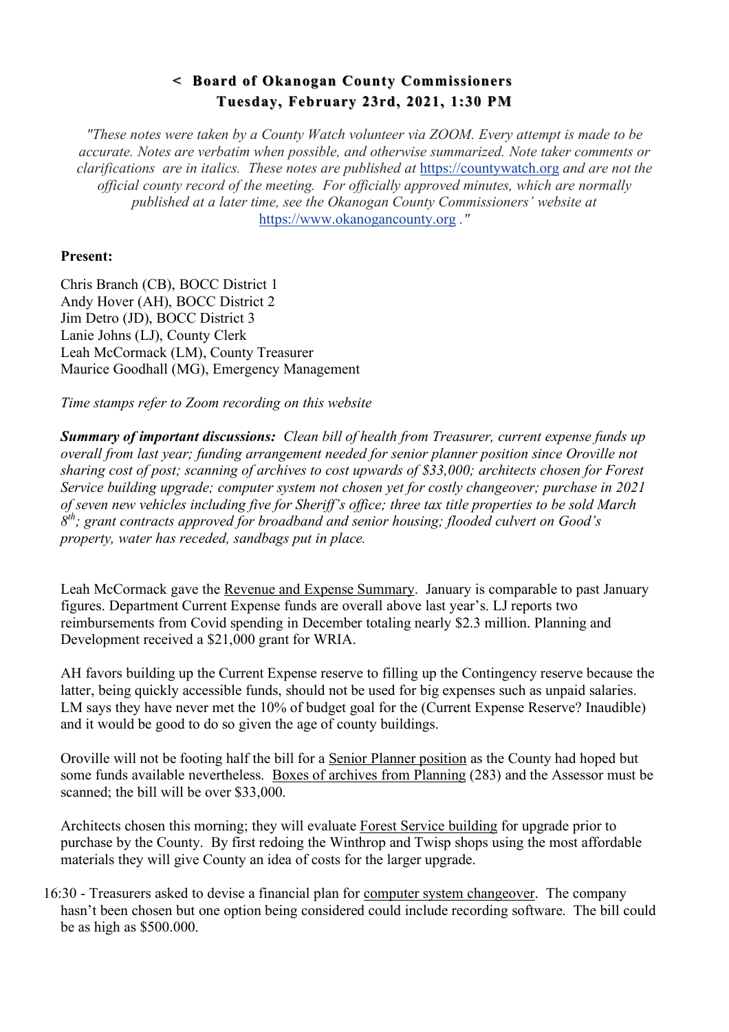# < Board of Okanogan County Commissioners
# Tuesday, February 23rd, 2021, 1:30 PM

*"These notes were taken by a County Watch volunteer via ZOOM. Every attempt is made to be accurate. Notes are verbatim when possible, and otherwise summarized. Note taker comments or clarifications are in italics. These notes are published at* https://countywatch.org *and are not the official county record of the meeting. For officially approved minutes, which are normally published at a later time, see the Okanogan County Commissioners' website at* https://www.okanogancounty.org *."*

**Present:**

Chris Branch (CB), BOCC District 1
Andy Hover (AH), BOCC District 2
Jim Detro (JD), BOCC District 3
Lanie Johns (LJ), County Clerk
Leah McCormack (LM), County Treasurer
Maurice Goodhall (MG), Emergency Management

*Time stamps refer to Zoom recording on this website*

***Summary of important discussions:*** *Clean bill of health from Treasurer, current expense funds up overall from last year; funding arrangement needed for senior planner position since Oroville not sharing cost of post; scanning of archives to cost upwards of $33,000; architects chosen for Forest Service building upgrade; computer system not chosen yet for costly changeover; purchase in 2021 of seven new vehicles including five for Sheriff's office; three tax title properties to be sold March 8th; grant contracts approved for broadband and senior housing; flooded culvert on Good's property, water has receded, sandbags put in place.*

Leah McCormack gave the Revenue and Expense Summary. January is comparable to past January figures. Department Current Expense funds are overall above last year's. LJ reports two reimbursements from Covid spending in December totaling nearly $2.3 million. Planning and Development received a $21,000 grant for WRIA.

AH favors building up the Current Expense reserve to filling up the Contingency reserve because the latter, being quickly accessible funds, should not be used for big expenses such as unpaid salaries. LM says they have never met the 10% of budget goal for the (Current Expense Reserve? Inaudible) and it would be good to do so given the age of county buildings.

Oroville will not be footing half the bill for a Senior Planner position as the County had hoped but some funds available nevertheless. Boxes of archives from Planning (283) and the Assessor must be scanned; the bill will be over $33,000.

Architects chosen this morning; they will evaluate Forest Service building for upgrade prior to purchase by the County. By first redoing the Winthrop and Twisp shops using the most affordable materials they will give County an idea of costs for the larger upgrade.

16:30 - Treasurers asked to devise a financial plan for computer system changeover. The company hasn't been chosen but one option being considered could include recording software. The bill could be as high as $500.000.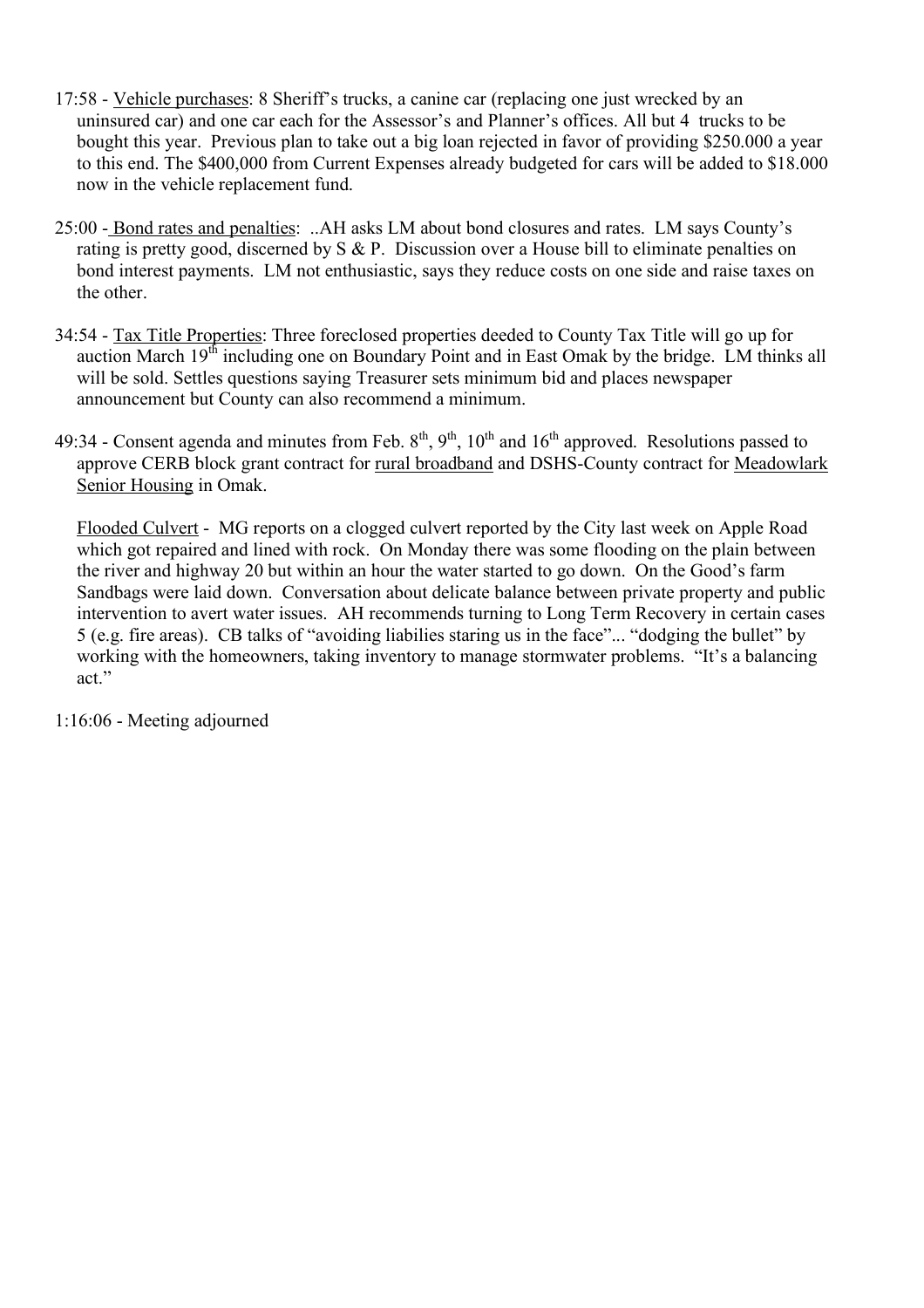17:58 - Vehicle purchases: 8 Sheriff's trucks, a canine car (replacing one just wrecked by an uninsured car) and one car each for the Assessor's and Planner's offices. All but 4 trucks to be bought this year. Previous plan to take out a big loan rejected in favor of providing $250.000 a year to this end. The $400,000 from Current Expenses already budgeted for cars will be added to $18.000 now in the vehicle replacement fund.

25:00 - Bond rates and penalties: ..AH asks LM about bond closures and rates. LM says County's rating is pretty good, discerned by S & P. Discussion over a House bill to eliminate penalties on bond interest payments. LM not enthusiastic, says they reduce costs on one side and raise taxes on the other.

34:54 - Tax Title Properties: Three foreclosed properties deeded to County Tax Title will go up for auction March 19th including one on Boundary Point and in East Omak by the bridge. LM thinks all will be sold. Settles questions saying Treasurer sets minimum bid and places newspaper announcement but County can also recommend a minimum.

49:34 - Consent agenda and minutes from Feb. 8th, 9th, 10th and 16th approved. Resolutions passed to approve CERB block grant contract for rural broadband and DSHS-County contract for Meadowlark Senior Housing in Omak.

Flooded Culvert - MG reports on a clogged culvert reported by the City last week on Apple Road which got repaired and lined with rock. On Monday there was some flooding on the plain between the river and highway 20 but within an hour the water started to go down. On the Good's farm Sandbags were laid down. Conversation about delicate balance between private property and public intervention to avert water issues. AH recommends turning to Long Term Recovery in certain cases 5 (e.g. fire areas). CB talks of "avoiding liabilies staring us in the face"... "dodging the bullet" by working with the homeowners, taking inventory to manage stormwater problems. "It's a balancing act."

1:16:06 - Meeting adjourned